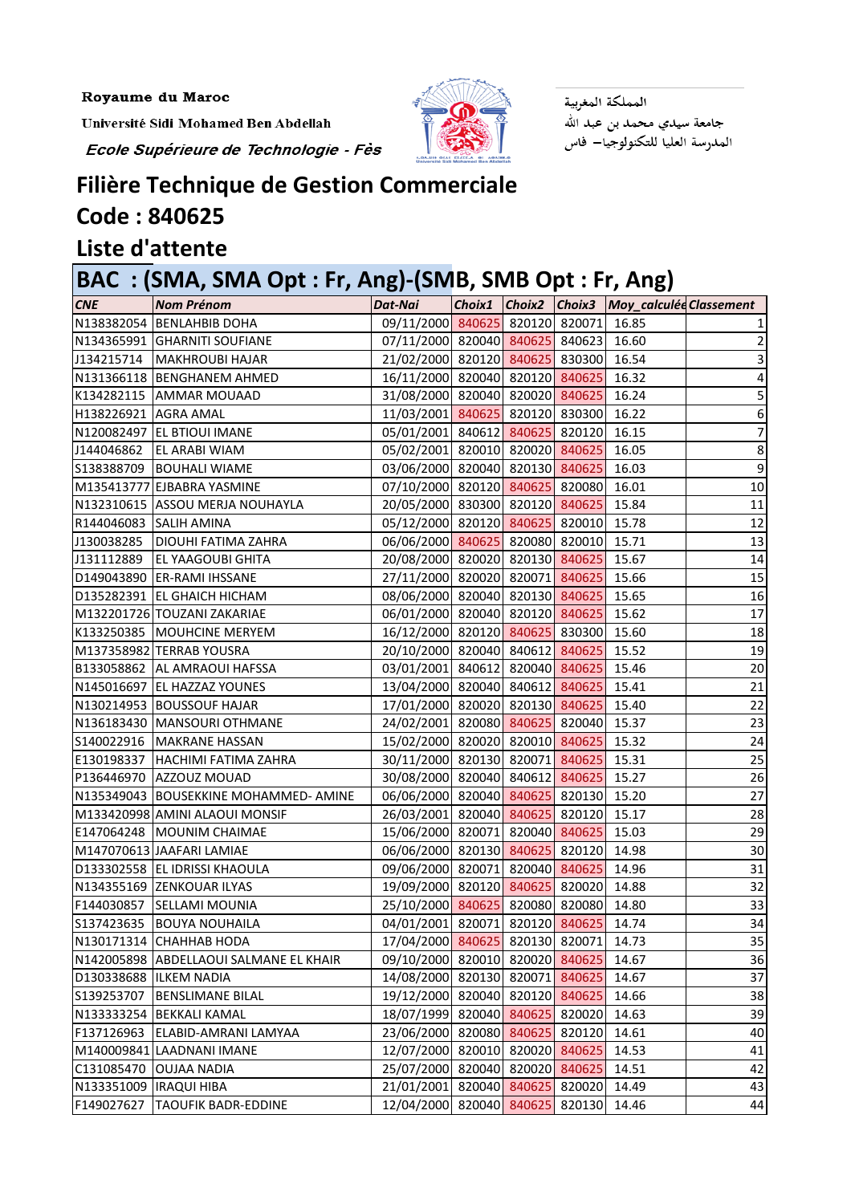**Royaume du Maroc**

**Université Sidi Mohamed Ben Abdellah**

***Ecole Supérieure de Technologie - Fès***

المملكة المغربية
جامعة سيدي محمد بن عبد الله
المدرسة العليا للتكنولوجيا– فاس

# Filière Technique de Gestion Commerciale

## Code : 840625

## Liste d'attente

## BAC : (SMA, SMA Opt : Fr, Ang)-(SMB, SMB Opt : Fr, Ang)

| CNE | Nom Prénom | Dat-Nai | Choix1 | Choix2 | Choix3 | Moy_calculée | Classement |
|---|---|---|---|---|---|---|---|
| N138382054 | BENLAHBIB DOHA | 09/11/2000 | 840625 | 820120 | 820071 | 16.85 | 1 |
| N134365991 | GHARNITI SOUFIANE | 07/11/2000 | 820040 | 840625 | 840623 | 16.60 | 2 |
| J134215714 | MAKHROUBI HAJAR | 21/02/2000 | 820120 | 840625 | 830300 | 16.54 | 3 |
| N131366118 | BENGHANEM AHMED | 16/11/2000 | 820040 | 820120 | 840625 | 16.32 | 4 |
| K134282115 | AMMAR MOUAAD | 31/08/2000 | 820040 | 820020 | 840625 | 16.24 | 5 |
| H138226921 | AGRA AMAL | 11/03/2001 | 840625 | 820120 | 830300 | 16.22 | 6 |
| N120082497 | EL BTIOUI IMANE | 05/01/2001 | 840612 | 840625 | 820120 | 16.15 | 7 |
| J144046862 | EL ARABI WIAM | 05/02/2001 | 820010 | 820020 | 840625 | 16.05 | 8 |
| S138388709 | BOUHALI WIAME | 03/06/2000 | 820040 | 820130 | 840625 | 16.03 | 9 |
| M135413777 | EJBABRA YASMINE | 07/10/2000 | 820120 | 840625 | 820080 | 16.01 | 10 |
| N132310615 | ASSOU MERJA NOUHAYLA | 20/05/2000 | 830300 | 820120 | 840625 | 15.84 | 11 |
| R144046083 | SALIH AMINA | 05/12/2000 | 820120 | 840625 | 820010 | 15.78 | 12 |
| J130038285 | DIOUHI FATIMA ZAHRA | 06/06/2000 | 840625 | 820080 | 820010 | 15.71 | 13 |
| J131112889 | EL YAAGOUBI GHITA | 20/08/2000 | 820020 | 820130 | 840625 | 15.67 | 14 |
| D149043890 | ER-RAMI IHSSANE | 27/11/2000 | 820020 | 820071 | 840625 | 15.66 | 15 |
| D135282391 | EL GHAICH HICHAM | 08/06/2000 | 820040 | 820130 | 840625 | 15.65 | 16 |
| M132201726 | TOUZANI ZAKARIAE | 06/01/2000 | 820040 | 820120 | 840625 | 15.62 | 17 |
| K133250385 | MOUHCINE MERYEM | 16/12/2000 | 820120 | 840625 | 830300 | 15.60 | 18 |
| M137358982 | TERRAB YOUSRA | 20/10/2000 | 820040 | 840612 | 840625 | 15.52 | 19 |
| B133058862 | AL AMRAOUI HAFSSA | 03/01/2001 | 840612 | 820040 | 840625 | 15.46 | 20 |
| N145016697 | EL HAZZAZ YOUNES | 13/04/2000 | 820040 | 840612 | 840625 | 15.41 | 21 |
| N130214953 | BOUSSOUF HAJAR | 17/01/2000 | 820020 | 820130 | 840625 | 15.40 | 22 |
| N136183430 | MANSOURI OTHMANE | 24/02/2001 | 820080 | 840625 | 820040 | 15.37 | 23 |
| S140022916 | MAKRANE HASSAN | 15/02/2000 | 820020 | 820010 | 840625 | 15.32 | 24 |
| E130198337 | HACHIMI FATIMA ZAHRA | 30/11/2000 | 820130 | 820071 | 840625 | 15.31 | 25 |
| P136446970 | AZZOUZ MOUAD | 30/08/2000 | 820040 | 840612 | 840625 | 15.27 | 26 |
| N135349043 | BOUSEKKINE MOHAMMED- AMINE | 06/06/2000 | 820040 | 840625 | 820130 | 15.20 | 27 |
| M133420998 | AMINI ALAOUI MONSIF | 26/03/2001 | 820040 | 840625 | 820120 | 15.17 | 28 |
| E147064248 | MOUNIM CHAIMAE | 15/06/2000 | 820071 | 820040 | 840625 | 15.03 | 29 |
| M147070613 | JAAFARI LAMIAE | 06/06/2000 | 820130 | 840625 | 820120 | 14.98 | 30 |
| D133302558 | EL IDRISSI KHAOULA | 09/06/2000 | 820071 | 820040 | 840625 | 14.96 | 31 |
| N134355169 | ZENKOUAR ILYAS | 19/09/2000 | 820120 | 840625 | 820020 | 14.88 | 32 |
| F144030857 | SELLAMI MOUNIA | 25/10/2000 | 840625 | 820080 | 820080 | 14.80 | 33 |
| S137423635 | BOUYA NOUHAILA | 04/01/2001 | 820071 | 820120 | 840625 | 14.74 | 34 |
| N130171314 | CHAHHAB HODA | 17/04/2000 | 840625 | 820130 | 820071 | 14.73 | 35 |
| N142005898 | ABDELLAOUI SALMANE EL KHAIR | 09/10/2000 | 820010 | 820020 | 840625 | 14.67 | 36 |
| D130338688 | ILKEM NADIA | 14/08/2000 | 820130 | 820071 | 840625 | 14.67 | 37 |
| S139253707 | BENSLIMANE BILAL | 19/12/2000 | 820040 | 820120 | 840625 | 14.66 | 38 |
| N133333254 | BEKKALI KAMAL | 18/07/1999 | 820040 | 840625 | 820020 | 14.63 | 39 |
| F137126963 | ELABID-AMRANI LAMYAA | 23/06/2000 | 820080 | 840625 | 820120 | 14.61 | 40 |
| M140009841 | LAADNANI IMANE | 12/07/2000 | 820010 | 820020 | 840625 | 14.53 | 41 |
| C131085470 | OUJAA NADIA | 25/07/2000 | 820040 | 820020 | 840625 | 14.51 | 42 |
| N133351009 | IRAQUI HIBA | 21/01/2001 | 820040 | 840625 | 820020 | 14.49 | 43 |
| F149027627 | TAOUFIK BADR-EDDINE | 12/04/2000 | 820040 | 840625 | 820130 | 14.46 | 44 |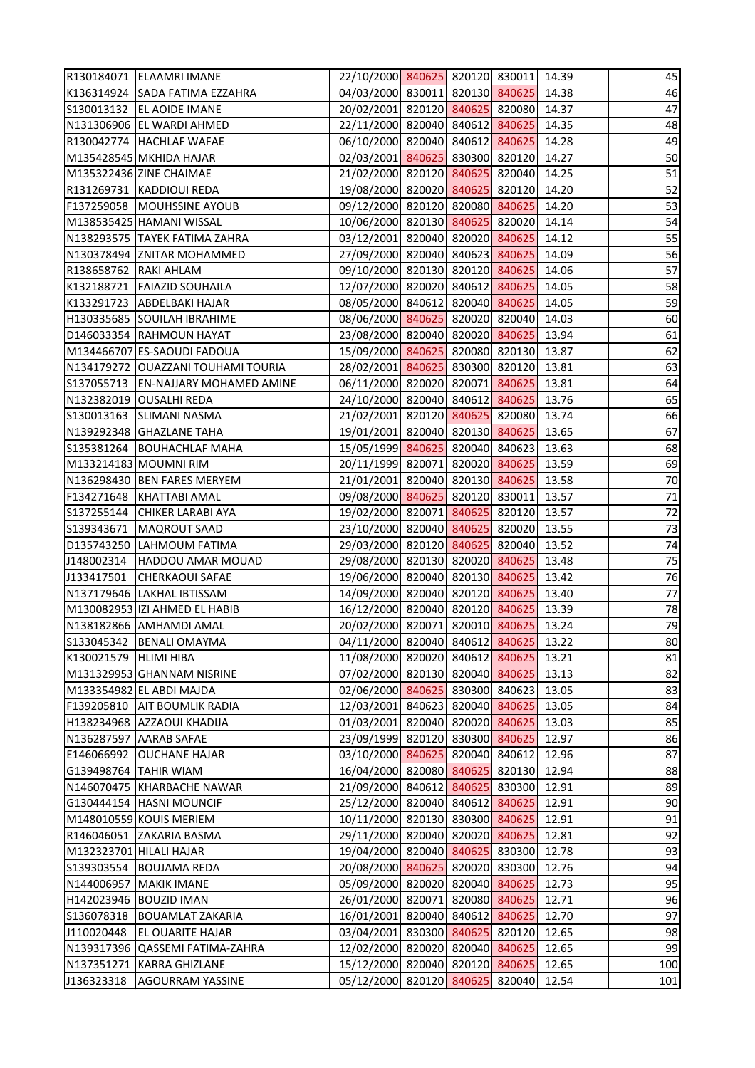| | | | | | | | |
|---|---|---|---|---|---|---|---|
| R130184071 | ELAAMRI IMANE | 22/10/2000 | 840625 | 820120 | 830011 | 14.39 | 45 |
| K136314924 | SADA FATIMA EZZAHRA | 04/03/2000 | 830011 | 820130 | 840625 | 14.38 | 46 |
| S130013132 | EL AOIDE IMANE | 20/02/2001 | 820120 | 840625 | 820080 | 14.37 | 47 |
| N131306906 | EL WARDI AHMED | 22/11/2000 | 820040 | 840612 | 840625 | 14.35 | 48 |
| R130042774 | HACHLAF WAFAE | 06/10/2000 | 820040 | 840612 | 840625 | 14.28 | 49 |
| M135428545 | MKHIDA HAJAR | 02/03/2001 | 840625 | 830300 | 820120 | 14.27 | 50 |
| M135322436 | ZINE CHAIMAE | 21/02/2000 | 820120 | 840625 | 820040 | 14.25 | 51 |
| R131269731 | KADDIOUI REDA | 19/08/2000 | 820020 | 840625 | 820120 | 14.20 | 52 |
| F137259058 | MOUHSSINE AYOUB | 09/12/2000 | 820120 | 820080 | 840625 | 14.20 | 53 |
| M138535425 | HAMANI WISSAL | 10/06/2000 | 820130 | 840625 | 820020 | 14.14 | 54 |
| N138293575 | TAYEK FATIMA ZAHRA | 03/12/2001 | 820040 | 820020 | 840625 | 14.12 | 55 |
| N130378494 | ZNITAR MOHAMMED | 27/09/2000 | 820040 | 840623 | 840625 | 14.09 | 56 |
| R138658762 | RAKI AHLAM | 09/10/2000 | 820130 | 820120 | 840625 | 14.06 | 57 |
| K132188721 | FAIAZID SOUHAILA | 12/07/2000 | 820020 | 840612 | 840625 | 14.05 | 58 |
| K133291723 | ABDELBAKI HAJAR | 08/05/2000 | 840612 | 820040 | 840625 | 14.05 | 59 |
| H130335685 | SOUILAH IBRAHIME | 08/06/2000 | 840625 | 820020 | 820040 | 14.03 | 60 |
| D146033354 | RAHMOUN HAYAT | 23/08/2000 | 820040 | 820020 | 840625 | 13.94 | 61 |
| M134466707 | ES-SAOUDI FADOUA | 15/09/2000 | 840625 | 820080 | 820130 | 13.87 | 62 |
| N134179272 | OUAZZANI TOUHAMI TOURIA | 28/02/2001 | 840625 | 830300 | 820120 | 13.81 | 63 |
| S137055713 | EN-NAJJARY MOHAMED AMINE | 06/11/2000 | 820020 | 820071 | 840625 | 13.81 | 64 |
| N132382019 | OUSALHI REDA | 24/10/2000 | 820040 | 840612 | 840625 | 13.76 | 65 |
| S130013163 | SLIMANI NASMA | 21/02/2001 | 820120 | 840625 | 820080 | 13.74 | 66 |
| N139292348 | GHAZLANE TAHA | 19/01/2001 | 820040 | 820130 | 840625 | 13.65 | 67 |
| S135381264 | BOUHACHLAF MAHA | 15/05/1999 | 840625 | 820040 | 840623 | 13.63 | 68 |
| M133214183 | MOUMNI RIM | 20/11/1999 | 820071 | 820020 | 840625 | 13.59 | 69 |
| N136298430 | BEN FARES MERYEM | 21/01/2001 | 820040 | 820130 | 840625 | 13.58 | 70 |
| F134271648 | KHATTABI AMAL | 09/08/2000 | 840625 | 820120 | 830011 | 13.57 | 71 |
| S137255144 | CHIKER LARABI AYA | 19/02/2000 | 820071 | 840625 | 820120 | 13.57 | 72 |
| S139343671 | MAQROUT SAAD | 23/10/2000 | 820040 | 840625 | 820020 | 13.55 | 73 |
| D135743250 | LAHMOUM FATIMA | 29/03/2000 | 820120 | 840625 | 820040 | 13.52 | 74 |
| J148002314 | HADDOU AMAR MOUAD | 29/08/2000 | 820130 | 820020 | 840625 | 13.48 | 75 |
| J133417501 | CHERKAOUI SAFAE | 19/06/2000 | 820040 | 820130 | 840625 | 13.42 | 76 |
| N137179646 | LAKHAL IBTISSAM | 14/09/2000 | 820040 | 820120 | 840625 | 13.40 | 77 |
| M130082953 | IZI AHMED EL HABIB | 16/12/2000 | 820040 | 820120 | 840625 | 13.39 | 78 |
| N138182866 | AMHAMDI AMAL | 20/02/2000 | 820071 | 820010 | 840625 | 13.24 | 79 |
| S133045342 | BENALI OMAYMA | 04/11/2000 | 820040 | 840612 | 840625 | 13.22 | 80 |
| K130021579 | HLIMI HIBA | 11/08/2000 | 820020 | 840612 | 840625 | 13.21 | 81 |
| M131329953 | GHANNAM NISRINE | 07/02/2000 | 820130 | 820040 | 840625 | 13.13 | 82 |
| M133354982 | EL ABDI MAJDA | 02/06/2000 | 840625 | 830300 | 840623 | 13.05 | 83 |
| F139205810 | AIT BOUMLIK RADIA | 12/03/2001 | 840623 | 820040 | 840625 | 13.05 | 84 |
| H138234968 | AZZAOUI KHADIJA | 01/03/2001 | 820040 | 820020 | 840625 | 13.03 | 85 |
| N136287597 | AARAB SAFAE | 23/09/1999 | 820120 | 830300 | 840625 | 12.97 | 86 |
| E146066992 | OUCHANE HAJAR | 03/10/2000 | 840625 | 820040 | 840612 | 12.96 | 87 |
| G139498764 | TAHIR WIAM | 16/04/2000 | 820080 | 840625 | 820130 | 12.94 | 88 |
| N146070475 | KHARBACHE NAWAR | 21/09/2000 | 840612 | 840625 | 830300 | 12.91 | 89 |
| G130444154 | HASNI MOUNCIF | 25/12/2000 | 820040 | 840612 | 840625 | 12.91 | 90 |
| M148010559 | KOUIS MERIEM | 10/11/2000 | 820130 | 830300 | 840625 | 12.91 | 91 |
| R146046051 | ZAKARIA BASMA | 29/11/2000 | 820040 | 820020 | 840625 | 12.81 | 92 |
| M132323701 | HILALI HAJAR | 19/04/2000 | 820040 | 840625 | 830300 | 12.78 | 93 |
| S139303554 | BOUJAMA REDA | 20/08/2000 | 840625 | 820020 | 830300 | 12.76 | 94 |
| N144006957 | MAKIK IMANE | 05/09/2000 | 820020 | 820040 | 840625 | 12.73 | 95 |
| H142023946 | BOUZID IMAN | 26/01/2000 | 820071 | 820080 | 840625 | 12.71 | 96 |
| S136078318 | BOUAMLAT ZAKARIA | 16/01/2001 | 820040 | 840612 | 840625 | 12.70 | 97 |
| J110020448 | EL OUARITE HAJAR | 03/04/2001 | 830300 | 840625 | 820120 | 12.65 | 98 |
| N139317396 | QASSEMI FATIMA-ZAHRA | 12/02/2000 | 820020 | 820040 | 840625 | 12.65 | 99 |
| N137351271 | KARRA GHIZLANE | 15/12/2000 | 820040 | 820120 | 840625 | 12.65 | 100 |
| J136323318 | AGOURRAM YASSINE | 05/12/2000 | 820120 | 840625 | 820040 | 12.54 | 101 |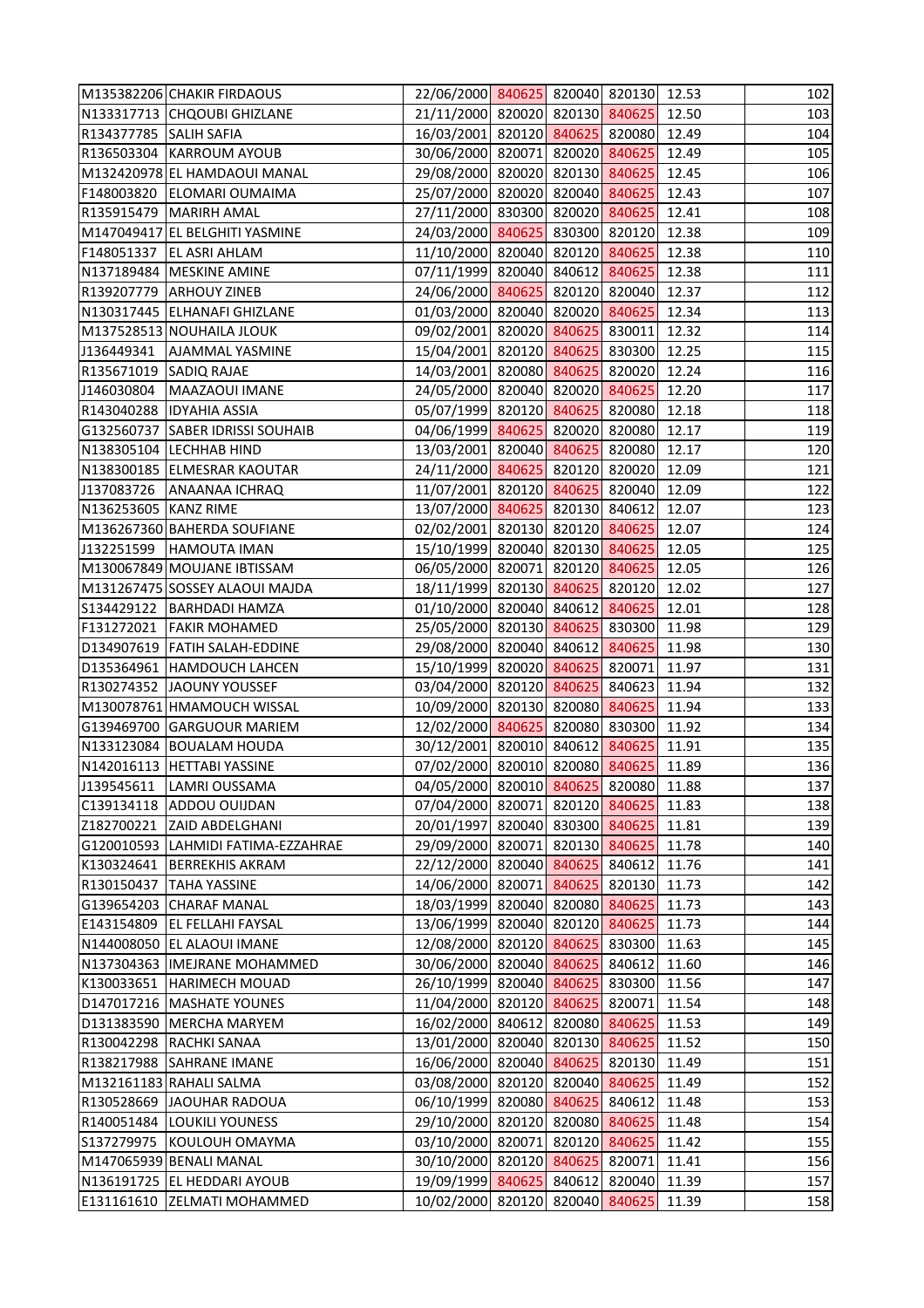| | | | | | | | |
|---|---|---|---|---|---|---|---|
| M135382206 | CHAKIR FIRDAOUS | 22/06/2000 | 840625 | 820040 | 820130 | 12.53 | 102 |
| N133317713 | CHQOUBI GHIZLANE | 21/11/2000 | 820020 | 820130 | 840625 | 12.50 | 103 |
| R134377785 | SALIH SAFIA | 16/03/2001 | 820120 | 840625 | 820080 | 12.49 | 104 |
| R136503304 | KARROUM AYOUB | 30/06/2000 | 820071 | 820020 | 840625 | 12.49 | 105 |
| M132420978 | EL HAMDAOUI MANAL | 29/08/2000 | 820020 | 820130 | 840625 | 12.45 | 106 |
| F148003820 | ELOMARI OUMAIMA | 25/07/2000 | 820020 | 820040 | 840625 | 12.43 | 107 |
| R135915479 | MARIRH AMAL | 27/11/2000 | 830300 | 820020 | 840625 | 12.41 | 108 |
| M147049417 | EL BELGHITI YASMINE | 24/03/2000 | 840625 | 830300 | 820120 | 12.38 | 109 |
| F148051337 | EL ASRI AHLAM | 11/10/2000 | 820040 | 820120 | 840625 | 12.38 | 110 |
| N137189484 | MESKINE AMINE | 07/11/1999 | 820040 | 840612 | 840625 | 12.38 | 111 |
| R139207779 | ARHOUY ZINEB | 24/06/2000 | 840625 | 820120 | 820040 | 12.37 | 112 |
| N130317445 | ELHANAFI GHIZLANE | 01/03/2000 | 820040 | 820020 | 840625 | 12.34 | 113 |
| M137528513 | NOUHAILA JLOUK | 09/02/2001 | 820020 | 840625 | 830011 | 12.32 | 114 |
| J136449341 | AJAMMAL YASMINE | 15/04/2001 | 820120 | 840625 | 830300 | 12.25 | 115 |
| R135671019 | SADIQ RAJAE | 14/03/2001 | 820080 | 840625 | 820020 | 12.24 | 116 |
| J146030804 | MAAZAOUI IMANE | 24/05/2000 | 820040 | 820020 | 840625 | 12.20 | 117 |
| R143040288 | IDYAHIA ASSIA | 05/07/1999 | 820120 | 840625 | 820080 | 12.18 | 118 |
| G132560737 | SABER IDRISSI SOUHAIB | 04/06/1999 | 840625 | 820020 | 820080 | 12.17 | 119 |
| N138305104 | LECHHAB HIND | 13/03/2001 | 820040 | 840625 | 820080 | 12.17 | 120 |
| N138300185 | ELMESRAR KAOUTAR | 24/11/2000 | 840625 | 820120 | 820020 | 12.09 | 121 |
| J137083726 | ANAANAA ICHRAQ | 11/07/2001 | 820120 | 840625 | 820040 | 12.09 | 122 |
| N136253605 | KANZ RIME | 13/07/2000 | 840625 | 820130 | 840612 | 12.07 | 123 |
| M136267360 | BAHERDA SOUFIANE | 02/02/2001 | 820130 | 820120 | 840625 | 12.07 | 124 |
| J132251599 | HAMOUTA IMAN | 15/10/1999 | 820040 | 820130 | 840625 | 12.05 | 125 |
| M130067849 | MOUJANE IBTISSAM | 06/05/2000 | 820071 | 820120 | 840625 | 12.05 | 126 |
| M131267475 | SOSSEY ALAOUI MAJDA | 18/11/1999 | 820130 | 840625 | 820120 | 12.02 | 127 |
| S134429122 | BARHDADI HAMZA | 01/10/2000 | 820040 | 840612 | 840625 | 12.01 | 128 |
| F131272021 | FAKIR MOHAMED | 25/05/2000 | 820130 | 840625 | 830300 | 11.98 | 129 |
| D134907619 | FATIH SALAH-EDDINE | 29/08/2000 | 820040 | 840612 | 840625 | 11.98 | 130 |
| D135364961 | HAMDOUCH LAHCEN | 15/10/1999 | 820020 | 840625 | 820071 | 11.97 | 131 |
| R130274352 | JAOUNY YOUSSEF | 03/04/2000 | 820120 | 840625 | 840623 | 11.94 | 132 |
| M130078761 | HMAMOUCH WISSAL | 10/09/2000 | 820130 | 820080 | 840625 | 11.94 | 133 |
| G139469700 | GARGUOUR MARIEM | 12/02/2000 | 840625 | 820080 | 830300 | 11.92 | 134 |
| N133123084 | BOUALAM HOUDA | 30/12/2001 | 820010 | 840612 | 840625 | 11.91 | 135 |
| N142016113 | HETTABI YASSINE | 07/02/2000 | 820010 | 820080 | 840625 | 11.89 | 136 |
| J139545611 | LAMRI OUSSAMA | 04/05/2000 | 820010 | 840625 | 820080 | 11.88 | 137 |
| C139134118 | ADDOU OUIJDAN | 07/04/2000 | 820071 | 820120 | 840625 | 11.83 | 138 |
| Z182700221 | ZAID ABDELGHANI | 20/01/1997 | 820040 | 830300 | 840625 | 11.81 | 139 |
| G120010593 | LAHMIDI FATIMA-EZZAHRAE | 29/09/2000 | 820071 | 820130 | 840625 | 11.78 | 140 |
| K130324641 | BERREKHIS AKRAM | 22/12/2000 | 820040 | 840625 | 840612 | 11.76 | 141 |
| R130150437 | TAHA YASSINE | 14/06/2000 | 820071 | 840625 | 820130 | 11.73 | 142 |
| G139654203 | CHARAF MANAL | 18/03/1999 | 820040 | 820080 | 840625 | 11.73 | 143 |
| E143154809 | EL FELLAHI FAYSAL | 13/06/1999 | 820040 | 820120 | 840625 | 11.73 | 144 |
| N144008050 | EL ALAOUI IMANE | 12/08/2000 | 820120 | 840625 | 830300 | 11.63 | 145 |
| N137304363 | IMEJRANE MOHAMMED | 30/06/2000 | 820040 | 840625 | 840612 | 11.60 | 146 |
| K130033651 | HARIMECH MOUAD | 26/10/1999 | 820040 | 840625 | 830300 | 11.56 | 147 |
| D147017216 | MASHATE YOUNES | 11/04/2000 | 820120 | 840625 | 820071 | 11.54 | 148 |
| D131383590 | MERCHA MARYEM | 16/02/2000 | 840612 | 820080 | 840625 | 11.53 | 149 |
| R130042298 | RACHKI SANAA | 13/01/2000 | 820040 | 820130 | 840625 | 11.52 | 150 |
| R138217988 | SAHRANE IMANE | 16/06/2000 | 820040 | 840625 | 820130 | 11.49 | 151 |
| M132161183 | RAHALI SALMA | 03/08/2000 | 820120 | 820040 | 840625 | 11.49 | 152 |
| R130528669 | JAOUHAR RADOUA | 06/10/1999 | 820080 | 840625 | 840612 | 11.48 | 153 |
| R140051484 | LOUKILI YOUNESS | 29/10/2000 | 820120 | 820080 | 840625 | 11.48 | 154 |
| S137279975 | KOULOUH OMAYMA | 03/10/2000 | 820071 | 820120 | 840625 | 11.42 | 155 |
| M147065939 | BENALI MANAL | 30/10/2000 | 820120 | 840625 | 820071 | 11.41 | 156 |
| N136191725 | EL HEDDARI AYOUB | 19/09/1999 | 840625 | 840612 | 820040 | 11.39 | 157 |
| E131161610 | ZELMATI MOHAMMED | 10/02/2000 | 820120 | 820040 | 840625 | 11.39 | 158 |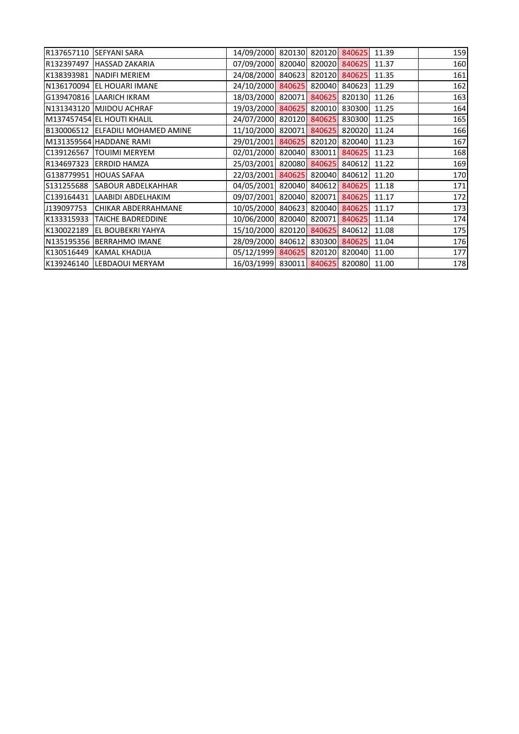| | | | | | | | |
|---|---|---|---|---|---|---|---|
| R137657110 | SEFYANI SARA | 14/09/2000 | 820130 | 820120 | 840625 | 11.39 | 159 |
| R132397497 | HASSAD ZAKARIA | 07/09/2000 | 820040 | 820020 | 840625 | 11.37 | 160 |
| K138393981 | NADIFI MERIEM | 24/08/2000 | 840623 | 820120 | 840625 | 11.35 | 161 |
| N136170094 | EL HOUARI IMANE | 24/10/2000 | 840625 | 820040 | 840623 | 11.29 | 162 |
| G139470816 | LAARICH IKRAM | 18/03/2000 | 820071 | 840625 | 820130 | 11.26 | 163 |
| N131343120 | MJIDOU ACHRAF | 19/03/2000 | 840625 | 820010 | 830300 | 11.25 | 164 |
| M137457454 | EL HOUTI KHALIL | 24/07/2000 | 820120 | 840625 | 830300 | 11.25 | 165 |
| B130006512 | ELFADILI MOHAMED AMINE | 11/10/2000 | 820071 | 840625 | 820020 | 11.24 | 166 |
| M131359564 | HADDANE RAMI | 29/01/2001 | 840625 | 820120 | 820040 | 11.23 | 167 |
| C139126567 | TOUIMI MERYEM | 02/01/2000 | 820040 | 830011 | 840625 | 11.23 | 168 |
| R134697323 | ERRDID HAMZA | 25/03/2001 | 820080 | 840625 | 840612 | 11.22 | 169 |
| G138779951 | HOUAS SAFAA | 22/03/2001 | 840625 | 820040 | 840612 | 11.20 | 170 |
| S131255688 | SABOUR ABDELKAHHAR | 04/05/2001 | 820040 | 840612 | 840625 | 11.18 | 171 |
| C139164431 | LAABIDI ABDELHAKIM | 09/07/2001 | 820040 | 820071 | 840625 | 11.17 | 172 |
| J139097753 | CHIKAR ABDERRAHMANE | 10/05/2000 | 840623 | 820040 | 840625 | 11.17 | 173 |
| K133315933 | TAICHE BADREDDINE | 10/06/2000 | 820040 | 820071 | 840625 | 11.14 | 174 |
| K130022189 | EL BOUBEKRI YAHYA | 15/10/2000 | 820120 | 840625 | 840612 | 11.08 | 175 |
| N135195356 | BERRAHMO IMANE | 28/09/2000 | 840612 | 830300 | 840625 | 11.04 | 176 |
| K130516449 | KAMAL KHADIJA | 05/12/1999 | 840625 | 820120 | 820040 | 11.00 | 177 |
| K139246140 | LEBDAOUI MERYAM | 16/03/1999 | 830011 | 840625 | 820080 | 11.00 | 178 |